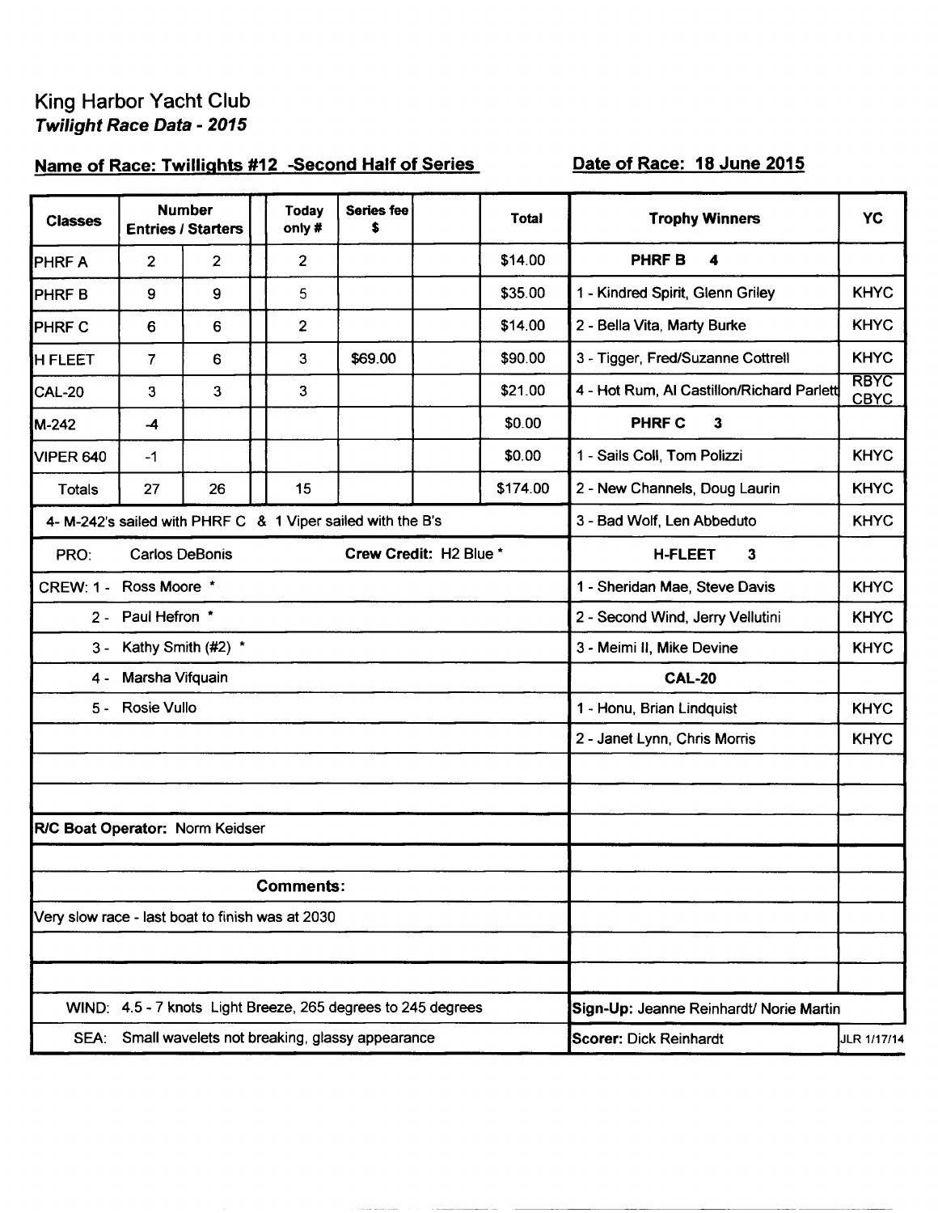# King Harbor Yacht Club

***Twilight Race Data - 2015***

**Name of Race: Twillights #12 -Second Half of Series** **Date of Race: 18 June 2015**

| Classes | Number Entries | / Starters | | Today only # | Series fee $ | | Total | Trophy Winners | YC |
|---|---|---|---|---|---|---|---|---|---|
| PHRF A | 2 | 2 | | 2 | | | $14.00 | **PHRF B 4** | |
| PHRF B | 9 | 9 | | 5 | | | $35.00 | 1 - Kindred Spirit, Glenn Griley | KHYC |
| PHRF C | 6 | 6 | | 2 | | | $14.00 | 2 - Bella Vita, Marty Burke | KHYC |
| H FLEET | 7 | 6 | | 3 | $69.00 | | $90.00 | 3 - Tigger, Fred/Suzanne Cottrell | KHYC |
| CAL-20 | 3 | 3 | | 3 | | | $21.00 | 4 - Hot Rum, Al Castillon/Richard Parlett | RBYC CBYC |
| M-242 | -4 | | | | | | $0.00 | **PHRF C 3** | |
| VIPER 640 | -1 | | | | | | $0.00 | 1 - Sails Coll, Tom Polizzi | KHYC |
| Totals | 27 | 26 | | 15 | | | $174.00 | 2 - New Channels, Doug Laurin | KHYC |
| 4- M-242's sailed with PHRF C & 1 Viper sailed with the B's | | | | | | | | 3 - Bad Wolf, Len Abbeduto | KHYC |
| PRO: Carlos DeBonis | | | | Crew Credit: H2 Blue * | | | | **H-FLEET 3** | |
| CREW: 1 - Ross Moore * | | | | | | | | 1 - Sheridan Mae, Steve Davis | KHYC |
| 2 - Paul Hefron * | | | | | | | | 2 - Second Wind, Jerry Vellutini | KHYC |
| 3 - Kathy Smith (#2) * | | | | | | | | 3 - Meimi II, Mike Devine | KHYC |
| 4 - Marsha Vifquain | | | | | | | | **CAL-20** | |
| 5 - Rosie Vullo | | | | | | | | 1 - Honu, Brian Lindquist | KHYC |
| | | | | | | | | 2 - Janet Lynn, Chris Morris | KHYC |
| **R/C Boat Operator:** Norm Keidser | | | | | | | | | |
| **Comments:** | | | | | | | | | |
| Very slow race - last boat to finish was at 2030 | | | | | | | | | |
| WIND: 4.5 - 7 knots Light Breeze, 265 degrees to 245 degrees | | | | | | | | **Sign-Up:** Jeanne Reinhardt/ Norie Martin | |
| SEA: Small wavelets not breaking, glassy appearance | | | | | | | | **Scorer:** Dick Reinhardt | JLR 1/17/14 |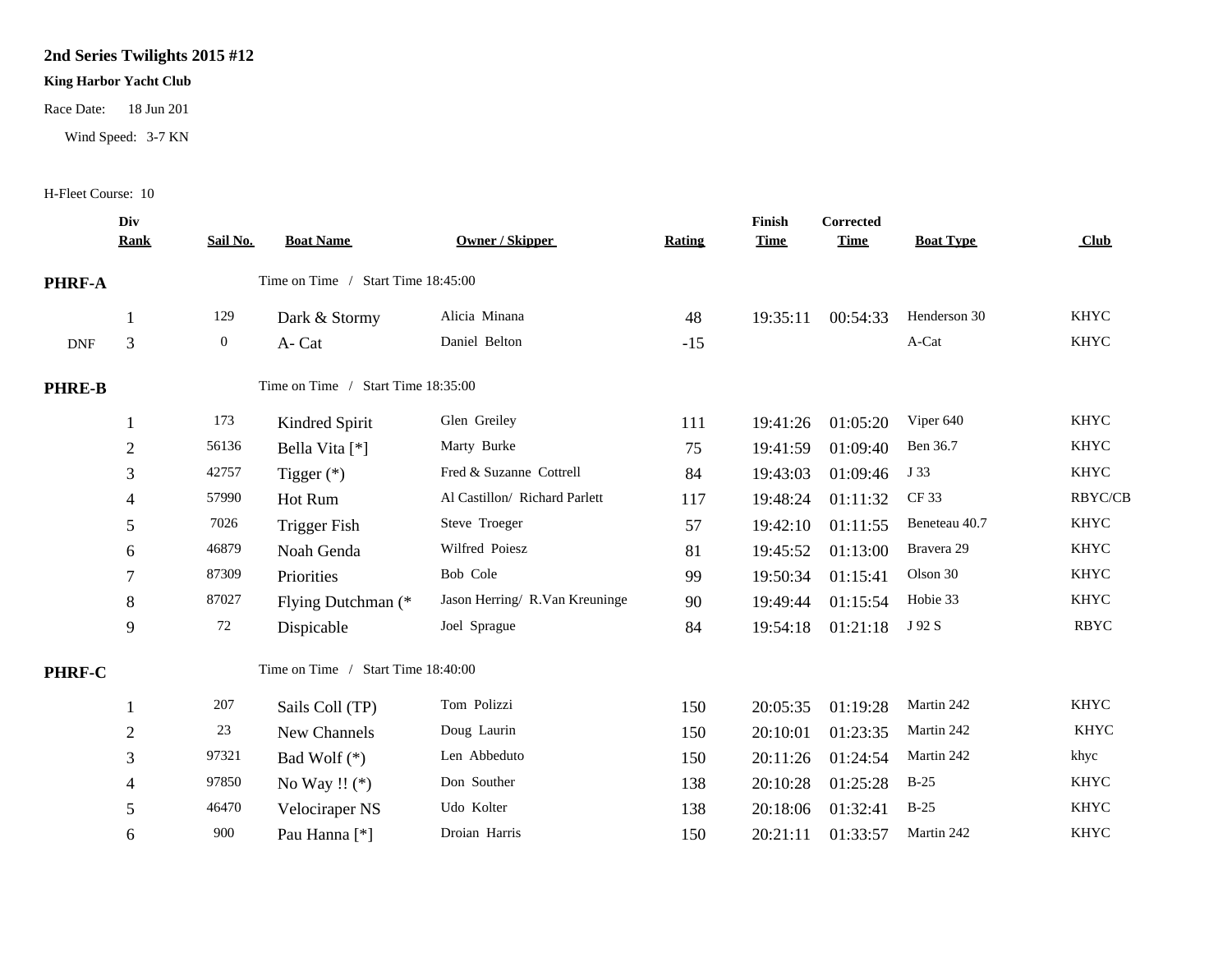**2nd Series Twilights 2015 #12**

**King Harbor Yacht Club**

Race Date: 18 Jun 201

Wind Speed: 3-7 KN

H-Fleet Course: 10

| | Div Rank | Sail No. | Boat Name | Owner / Skipper | Rating | Finish Time | Corrected Time | Boat Type | Club |
|---|---|---|---|---|---|---|---|---|---|
| **PHRF-A** | | | Time on Time / Start Time 18:45:00 | | | | | | |
| | 1 | 129 | Dark & Stormy | Alicia Minana | 48 | 19:35:11 | 00:54:33 | Henderson 30 | KHYC |
| DNF | 3 | 0 | A- Cat | Daniel Belton | -15 | | | A-Cat | KHYC |
| **PHRE-B** | | | Time on Time / Start Time 18:35:00 | | | | | | |
| | 1 | 173 | Kindred Spirit | Glen Greiley | 111 | 19:41:26 | 01:05:20 | Viper 640 | KHYC |
| | 2 | 56136 | Bella Vita [*] | Marty Burke | 75 | 19:41:59 | 01:09:40 | Ben 36.7 | KHYC |
| | 3 | 42757 | Tigger (*) | Fred & Suzanne Cottrell | 84 | 19:43:03 | 01:09:46 | J 33 | KHYC |
| | 4 | 57990 | Hot Rum | Al Castillon/ Richard Parlett | 117 | 19:48:24 | 01:11:32 | CF 33 | RBYC/CB |
| | 5 | 7026 | Trigger Fish | Steve Troeger | 57 | 19:42:10 | 01:11:55 | Beneteau 40.7 | KHYC |
| | 6 | 46879 | Noah Genda | Wilfred Poiesz | 81 | 19:45:52 | 01:13:00 | Bravera 29 | KHYC |
| | 7 | 87309 | Priorities | Bob Cole | 99 | 19:50:34 | 01:15:41 | Olson 30 | KHYC |
| | 8 | 87027 | Flying Dutchman (* | Jason Herring/ R.Van Kreuninge | 90 | 19:49:44 | 01:15:54 | Hobie 33 | KHYC |
| | 9 | 72 | Dispicable | Joel Sprague | 84 | 19:54:18 | 01:21:18 | J 92 S | RBYC |
| **PHRF-C** | | | Time on Time / Start Time 18:40:00 | | | | | | |
| | 1 | 207 | Sails Coll (TP) | Tom Polizzi | 150 | 20:05:35 | 01:19:28 | Martin 242 | KHYC |
| | 2 | 23 | New Channels | Doug Laurin | 150 | 20:10:01 | 01:23:35 | Martin 242 | KHYC |
| | 3 | 97321 | Bad Wolf (*) | Len Abbeduto | 150 | 20:11:26 | 01:24:54 | Martin 242 | khyc |
| | 4 | 97850 | No Way !! (*) | Don Souther | 138 | 20:10:28 | 01:25:28 | B-25 | KHYC |
| | 5 | 46470 | Velociraper NS | Udo Kolter | 138 | 20:18:06 | 01:32:41 | B-25 | KHYC |
| | 6 | 900 | Pau Hanna [*] | Droian Harris | 150 | 20:21:11 | 01:33:57 | Martin 242 | KHYC |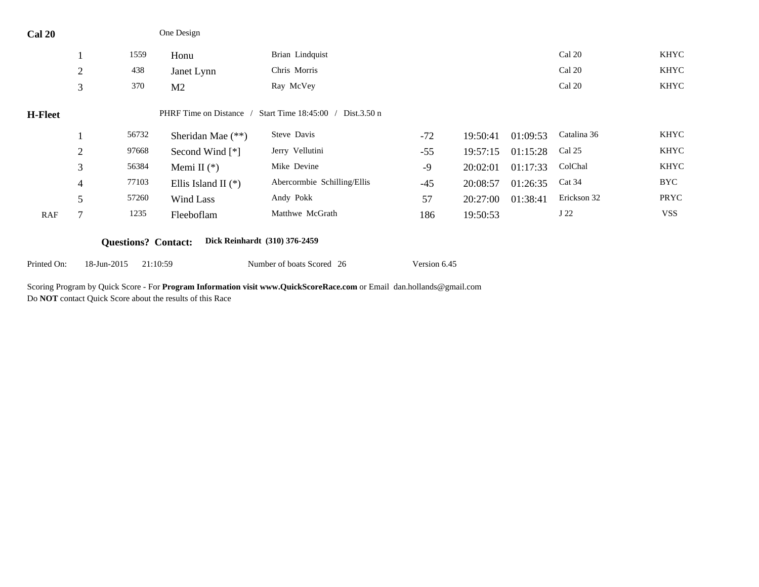**Cal 20** One Design

| | | | | | | | | | | |
|---|---|---|---|---|---|---|---|---|---|---|
| | 1 | 1559 | Honu | Brian Lindquist | | | | Cal 20 | KHYC |
| | 2 | 438 | Janet Lynn | Chris Morris | | | | Cal 20 | KHYC |
| | 3 | 370 | M2 | Ray McVey | | | | Cal 20 | KHYC |

**H-Fleet** PHRF Time on Distance / Start Time 18:45:00 / Dist.3.50 n

| | | | | | | | | | |
|---|---|---|---|---|---|---|---|---|---|
| | 1 | 56732 | Sheridan Mae (**) | Steve Davis | -72 | 19:50:41 | 01:09:53 | Catalina 36 | KHYC |
| | 2 | 97668 | Second Wind [*] | Jerry Vellutini | -55 | 19:57:15 | 01:15:28 | Cal 25 | KHYC |
| | 3 | 56384 | Memi II (*) | Mike Devine | -9 | 20:02:01 | 01:17:33 | ColChal | KHYC |
| | 4 | 77103 | Ellis Island II (*) | Abercormbie Schilling/Ellis | -45 | 20:08:57 | 01:26:35 | Cat 34 | BYC |
| | 5 | 57260 | Wind Lass | Andy Pokk | 57 | 20:27:00 | 01:38:41 | Erickson 32 | PRYC |
| RAF | 7 | 1235 | Fleeboflam | Matthwe McGrath | 186 | 19:50:53 | | J 22 | VSS |

**Questions? Contact:** **Dick Reinhardt (310) 376-2459**

Printed On: 18-Jun-2015 21:10:59 Number of boats Scored 26 Version 6.45

Scoring Program by Quick Score - For **Program Information visit www.QuickScoreRace.com** or Email dan.hollands@gmail.com
Do **NOT** contact Quick Score about the results of this Race